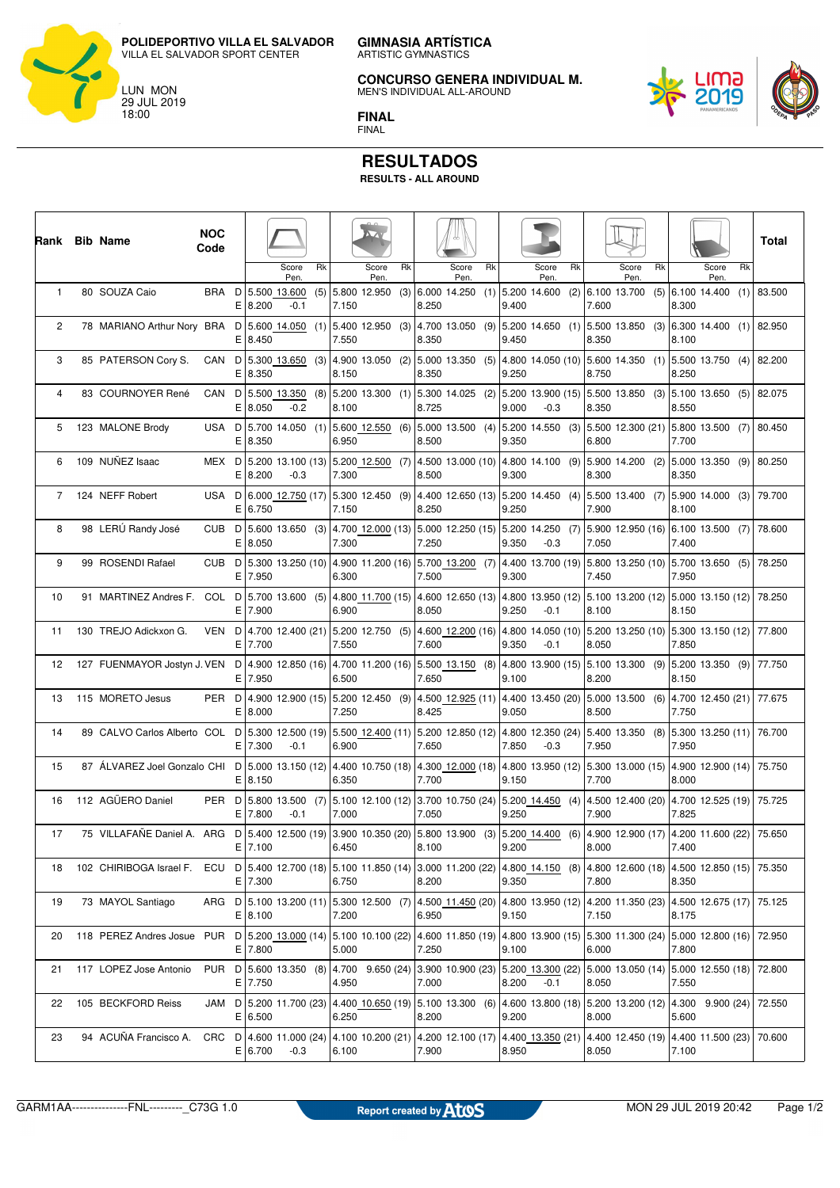**POLIDEPORTIVO VILLA EL SALVADOR**
VILLA EL SALVADOR SPORT CENTER

LUN MON
29 JUL 2019
18:00

**GIMNASIA ARTÍSTICA**
ARTISTIC GYMNASTICS

**CONCURSO GENERA INDIVIDUAL M.**
MEN'S INDIVIDUAL ALL-AROUND

**FINAL**
FINAL

# RESULTADOS

**RESULTS - ALL AROUND**

| Rank | Bib | Name | NOC Code | | Floor Score | Pen. | Rk | Pommel Horse Score | Pen. | Rk | Rings Score | Pen. | Rk | Vault Score | Pen. | Rk | Parallel Bars Score | Pen. | Rk | Horizontal Bar Score | Pen. | Rk | Total |
|---|---|---|---|---|---|---|---|---|---|---|---|---|---|---|---|---|---|---|---|---|---|---|---|
| 1 | 80 | SOUZA Caio | BRA | D | 5.500 | | | 5.800 | | | 6.000 | | | 5.200 | | | 6.100 | | | 6.100 | | | |
| | | | | E | 8.200 | | | 7.150 | | | 8.250 | | | 9.400 | | | 7.600 | | | 8.300 | | | |
| | | | | | 13.600 | -0.1 | (5) | 12.950 | | (3) | 14.250 | | (1) | 14.600 | | (2) | 13.700 | | (5) | 14.400 | | (1) | 83.500 |
| 2 | 78 | MARIANO Arthur Nory | BRA | D | 5.600 | | | 5.400 | | | 4.700 | | | 5.200 | | | 5.500 | | | 6.300 | | | |
| | | | | E | 8.450 | | | 7.550 | | | 8.350 | | | 9.450 | | | 8.350 | | | 8.100 | | | |
| | | | | | 14.050 | | (1) | 12.950 | | (3) | 13.050 | | (9) | 14.650 | | (1) | 13.850 | | (3) | 14.400 | | (1) | 82.950 |
| 3 | 85 | PATERSON Cory S. | CAN | D | 5.300 | | | 4.900 | | | 5.000 | | | 4.800 | | | 5.600 | | | 5.500 | | | |
| | | | | E | 8.350 | | | 8.150 | | | 8.350 | | | 9.250 | | | 8.750 | | | 8.250 | | | |
| | | | | | 13.650 | | (3) | 13.050 | | (2) | 13.350 | | (5) | 14.050 | | (10) | 14.350 | | (1) | 13.750 | | (4) | 82.200 |
| 4 | 83 | COURNOYER René | CAN | D | 5.500 | | | 5.200 | | | 5.300 | | | 5.200 | | | 5.500 | | | 5.100 | | | |
| | | | | E | 8.050 | | | 8.100 | | | 8.725 | | | 9.000 | | | 8.350 | | | 8.550 | | | |
| | | | | | 13.350 | -0.2 | (8) | 13.300 | | (1) | 14.025 | | (2) | 13.900 | -0.3 | (15) | 13.850 | | (3) | 13.650 | | (5) | 82.075 |
| 5 | 123 | MALONE Brody | USA | D | 5.700 | | | 5.600 | | | 5.000 | | | 5.200 | | | 5.500 | | | 5.800 | | | |
| | | | | E | 8.350 | | | 6.950 | | | 8.500 | | | 9.350 | | | 6.800 | | | 7.700 | | | |
| | | | | | 14.050 | | (1) | 12.550 | | (6) | 13.500 | | (4) | 14.550 | | (3) | 12.300 | | (21) | 13.500 | | (7) | 80.450 |
| 6 | 109 | NUÑEZ Isaac | MEX | D | 5.200 | | | 5.200 | | | 4.500 | | | 4.800 | | | 5.900 | | | 5.000 | | | |
| | | | | E | 8.200 | | | 7.300 | | | 8.500 | | | 9.300 | | | 8.300 | | | 8.350 | | | |
| | | | | | 13.100 | -0.3 | (13) | 12.500 | | (7) | 13.000 | | (10) | 14.100 | | (9) | 14.200 | | (2) | 13.350 | | (9) | 80.250 |
| 7 | 124 | NEFF Robert | USA | D | 6.000 | | | 5.300 | | | 4.400 | | | 5.200 | | | 5.500 | | | 5.900 | | | |
| | | | | E | 6.750 | | | 7.150 | | | 8.250 | | | 9.250 | | | 7.900 | | | 8.100 | | | |
| | | | | | 12.750 | | (17) | 12.450 | | (9) | 12.650 | | (13) | 14.450 | | (4) | 13.400 | | (7) | 14.000 | | (3) | 79.700 |
| 8 | 98 | LERÚ Randy José | CUB | D | 5.600 | | | 4.700 | | | 5.000 | | | 5.200 | | | 5.900 | | | 6.100 | | | |
| | | | | E | 8.050 | | | 7.300 | | | 7.250 | | | 9.350 | | | 7.050 | | | 7.400 | | | |
| | | | | | 13.650 | | (3) | 12.000 | | (13) | 12.250 | | (15) | 14.250 | -0.3 | (7) | 12.950 | | (16) | 13.500 | | (7) | 78.600 |
| 9 | 99 | ROSENDI Rafael | CUB | D | 5.300 | | | 4.900 | | | 5.700 | | | 4.400 | | | 5.800 | | | 5.700 | | | |
| | | | | E | 7.950 | | | 6.300 | | | 7.500 | | | 9.300 | | | 7.450 | | | 7.950 | | | |
| | | | | | 13.250 | | (10) | 11.200 | | (16) | 13.200 | | (7) | 13.700 | | (19) | 13.250 | | (10) | 13.650 | | (5) | 78.250 |
| 10 | 91 | MARTINEZ Andres F. | COL | D | 5.700 | | | 4.800 | | | 4.600 | | | 4.800 | | | 5.100 | | | 5.000 | | | |
| | | | | E | 7.900 | | | 6.900 | | | 8.050 | | | 9.250 | | | 8.100 | | | 8.150 | | | |
| | | | | | 13.600 | | (5) | 11.700 | | (15) | 12.650 | | (13) | 13.950 | -0.1 | (12) | 13.200 | | (12) | 13.150 | | (12) | 78.250 |
| 11 | 130 | TREJO Adickxon G. | VEN | D | 4.700 | | | 5.200 | | | 4.600 | | | 4.800 | | | 5.200 | | | 5.300 | | | |
| | | | | E | 7.700 | | | 7.550 | | | 7.600 | | | 9.350 | | | 8.050 | | | 7.850 | | | |
| | | | | | 12.400 | | (21) | 12.750 | | (5) | 12.200 | | (16) | 14.050 | -0.1 | (10) | 13.250 | | (10) | 13.150 | | (12) | 77.800 |
| 12 | 127 | FUENMAYOR Jostyn J. | VEN | D | 4.900 | | | 4.700 | | | 5.500 | | | 4.800 | | | 5.100 | | | 5.200 | | | |
| | | | | E | 7.950 | | | 6.500 | | | 7.650 | | | 9.100 | | | 8.200 | | | 8.150 | | | |
| | | | | | 12.850 | | (16) | 11.200 | | (16) | 13.150 | | (8) | 13.900 | | (15) | 13.300 | | (9) | 13.350 | | (9) | 77.750 |
| 13 | 115 | MORETO Jesus | PER | D | 4.900 | | | 5.200 | | | 4.500 | | | 4.400 | | | 5.000 | | | 4.700 | | | |
| | | | | E | 8.000 | | | 7.250 | | | 8.425 | | | 9.050 | | | 8.500 | | | 7.750 | | | |
| | | | | | 12.900 | | (15) | 12.450 | | (9) | 12.925 | | (11) | 13.450 | | (20) | 13.500 | | (6) | 12.450 | | (21) | 77.675 |
| 14 | 89 | CALVO Carlos Alberto | COL | D | 5.300 | | | 5.500 | | | 5.200 | | | 4.800 | | | 5.400 | | | 5.300 | | | |
| | | | | E | 7.300 | | | 6.900 | | | 7.650 | | | 7.850 | | | 7.950 | | | 7.950 | | | |
| | | | | | 12.500 | -0.1 | (19) | 12.400 | | (11) | 12.850 | | (12) | 12.350 | -0.3 | (24) | 13.350 | | (8) | 13.250 | | (11) | 76.700 |
| 15 | 87 | ÁLVAREZ Joel Gonzalo | CHI | D | 5.000 | | | 4.400 | | | 4.300 | | | 4.800 | | | 5.300 | | | 4.900 | | | |
| | | | | E | 8.150 | | | 6.350 | | | 7.700 | | | 9.150 | | | 7.700 | | | 8.000 | | | |
| | | | | | 13.150 | | (12) | 10.750 | | (18) | 12.000 | | (18) | 13.950 | | (12) | 13.000 | | (15) | 12.900 | | (14) | 75.750 |
| 16 | 112 | AGÜERO Daniel | PER | D | 5.800 | | | 5.100 | | | 3.700 | | | 5.200 | | | 4.500 | | | 4.700 | | | |
| | | | | E | 7.800 | | | 7.000 | | | 7.050 | | | 9.250 | | | 7.900 | | | 7.825 | | | |
| | | | | | 13.500 | -0.1 | (7) | 12.100 | | (12) | 10.750 | | (24) | 14.450 | | (4) | 12.400 | | (20) | 12.525 | | (19) | 75.725 |
| 17 | 75 | VILLAFAÑE Daniel A. | ARG | D | 5.400 | | | 3.900 | | | 5.800 | | | 5.200 | | | 4.900 | | | 4.200 | | | |
| | | | | E | 7.100 | | | 6.450 | | | 8.100 | | | 9.200 | | | 8.000 | | | 7.400 | | | |
| | | | | | 12.500 | | (19) | 10.350 | | (20) | 13.900 | | (3) | 14.400 | | (6) | 12.900 | | (17) | 11.600 | | (22) | 75.650 |
| 18 | 102 | CHIRIBOGA Israel F. | ECU | D | 5.400 | | | 5.100 | | | 3.000 | | | 4.800 | | | 4.800 | | | 4.500 | | | |
| | | | | E | 7.300 | | | 6.750 | | | 8.200 | | | 9.350 | | | 7.800 | | | 8.350 | | | |
| | | | | | 12.700 | | (18) | 11.850 | | (14) | 11.200 | | (22) | 14.150 | | (8) | 12.600 | | (18) | 12.850 | | (15) | 75.350 |
| 19 | 73 | MAYOL Santiago | ARG | D | 5.100 | | | 5.300 | | | 4.500 | | | 4.800 | | | 4.200 | | | 4.500 | | | |
| | | | | E | 8.100 | | | 7.200 | | | 6.950 | | | 9.150 | | | 7.150 | | | 8.175 | | | |
| | | | | | 13.200 | | (11) | 12.500 | | (7) | 11.450 | | (20) | 13.950 | | (12) | 11.350 | | (23) | 12.675 | | (17) | 75.125 |
| 20 | 118 | PEREZ Andres Josue | PUR | D | 5.200 | | | 5.100 | | | 4.600 | | | 4.800 | | | 5.300 | | | 5.000 | | | |
| | | | | E | 7.800 | | | 5.000 | | | 7.250 | | | 9.100 | | | 6.000 | | | 7.800 | | | |
| | | | | | 13.000 | | (14) | 10.100 | | (22) | 11.850 | | (19) | 13.900 | | (15) | 11.300 | | (24) | 12.800 | | (16) | 72.950 |
| 21 | 117 | LOPEZ Jose Antonio | PUR | D | 5.600 | | | 4.700 | | | 3.900 | | | 5.200 | | | 5.000 | | | 5.000 | | | |
| | | | | E | 7.750 | | | 4.950 | | | 7.000 | | | 8.200 | | | 8.050 | | | 7.550 | | | |
| | | | | | 13.350 | | (8) | 9.650 | | (24) | 10.900 | | (23) | 13.300 | -0.1 | (22) | 13.050 | | (14) | 12.550 | | (18) | 72.800 |
| 22 | 105 | BECKFORD Reiss | JAM | D | 5.200 | | | 4.400 | | | 5.100 | | | 4.600 | | | 5.200 | | | 4.300 | | | |
| | | | | E | 6.500 | | | 6.250 | | | 8.200 | | | 9.200 | | | 8.000 | | | 5.600 | | | |
| | | | | | 11.700 | | (23) | 10.650 | | (19) | 13.300 | | (6) | 13.800 | | (18) | 13.200 | | (12) | 9.900 | | (24) | 72.550 |
| 23 | 94 | ACUÑA Francisco A. | CRC | D | 4.600 | | | 4.100 | | | 4.200 | | | 4.400 | | | 4.400 | | | 4.400 | | | |
| | | | | E | 6.700 | | | 6.100 | | | 7.900 | | | 8.950 | | | 8.050 | | | 7.100 | | | |
| | | | | | 11.000 | -0.3 | (24) | 10.200 | | (21) | 12.100 | | (17) | 13.350 | | (21) | 12.450 | | (19) | 11.500 | | (23) | 70.600 |

GARM1AA---------------FNL---------_C73G 1.0 — Report created by Atos — MON 29 JUL 2019 20:42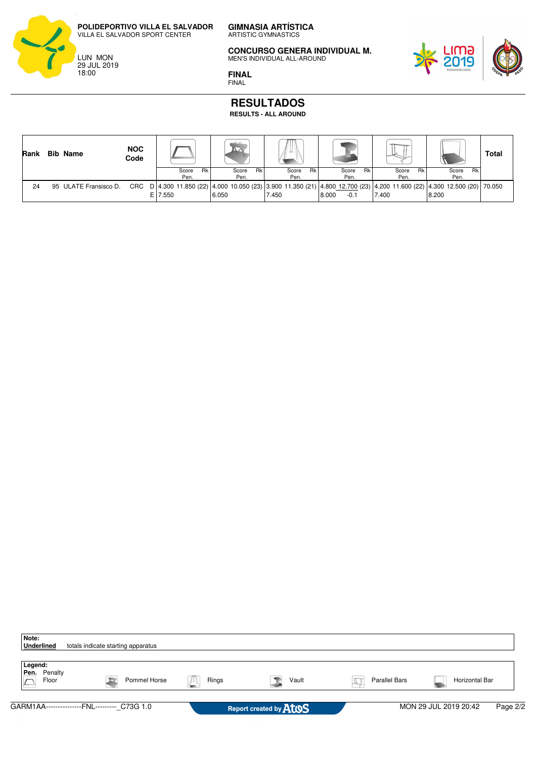**POLIDEPORTIVO VILLA EL SALVADOR**
VILLA EL SALVADOR SPORT CENTER

LUN MON
29 JUL 2019
18:00

**GIMNASIA ARTÍSTICA**
ARTISTIC GYMNASTICS

**CONCURSO GENERA INDIVIDUAL M.**
MEN'S INDIVIDUAL ALL-AROUND

**FINAL**
FINAL

# RESULTADOS

**RESULTS - ALL AROUND**

| Rank | Bib | Name | NOC Code | | Floor Score / Pen. | Rk | Pommel Horse Score / Pen. | Rk | Rings Score / Pen. | Rk | Vault Score / Pen. | Rk | Parallel Bars Score / Pen. | Rk | Horizontal Bar Score / Pen. | Rk | Total |
|---|---|---|---|---|---|---|---|---|---|---|---|---|---|---|---|---|---|
| 24 | 95 | ULATE Fransisco D. | CRC | D | 4.300 11.850 | (22) | 4.000 10.050 | (23) | 3.900 11.350 | (21) | 4.800 12.700 | (23) | 4.200 11.600 | (22) | 4.300 12.500 | (20) | 70.050 |
| | | | | E | 7.550 | | 6.050 | | 7.450 | | 8.000 -0.1 | | 7.400 | | 8.200 | | |

**Note:**
**Underlined** totals indicate starting apparatus

**Legend:**
**Pen.** Penalty
Floor
Pommel Horse
Rings
Vault
Parallel Bars
Horizontal Bar

GARM1AA---------------FNL---------_C73G 1.0

Report created by Atos

MON 29 JUL 2019 20:42